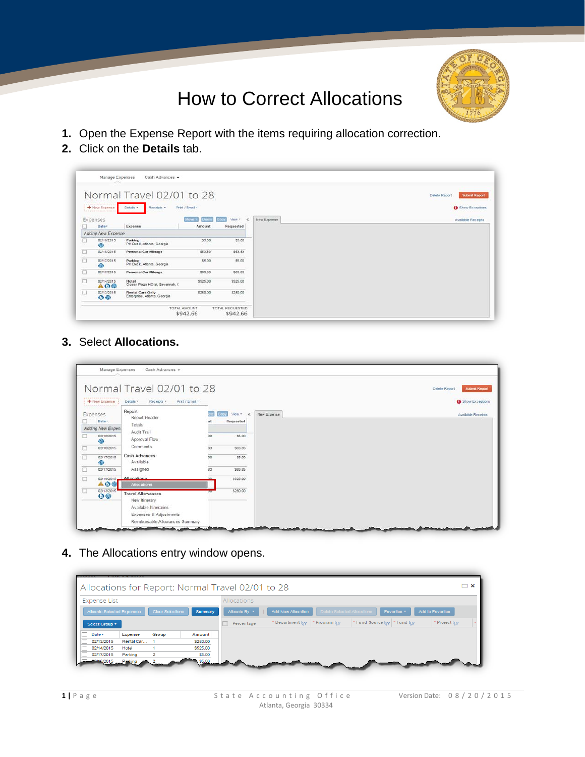# How to Correct Allocations

1. Open the Expense Report with the items requiring allocation correction.
2. Click on the **Details** tab.

3. Select **Allocations.**

4. The Allocations entry window opens.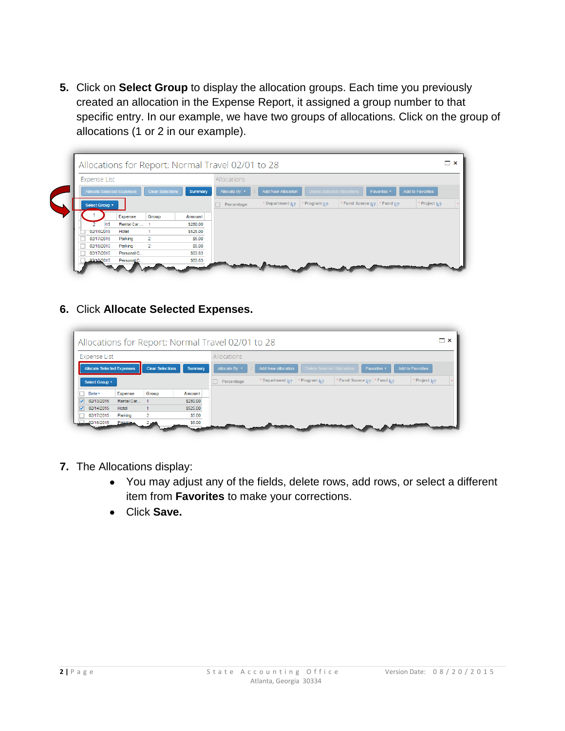5. Click on **Select Group** to display the allocation groups. Each time you previously created an allocation in the Expense Report, it assigned a group number to that specific entry. In our example, we have two groups of allocations. Click on the group of allocations (1 or 2 in our example).

6. Click **Allocate Selected Expenses.**

7. The Allocations display:
   - You may adjust any of the fields, delete rows, add rows, or select a different item from **Favorites** to make your corrections.
   - Click **Save.**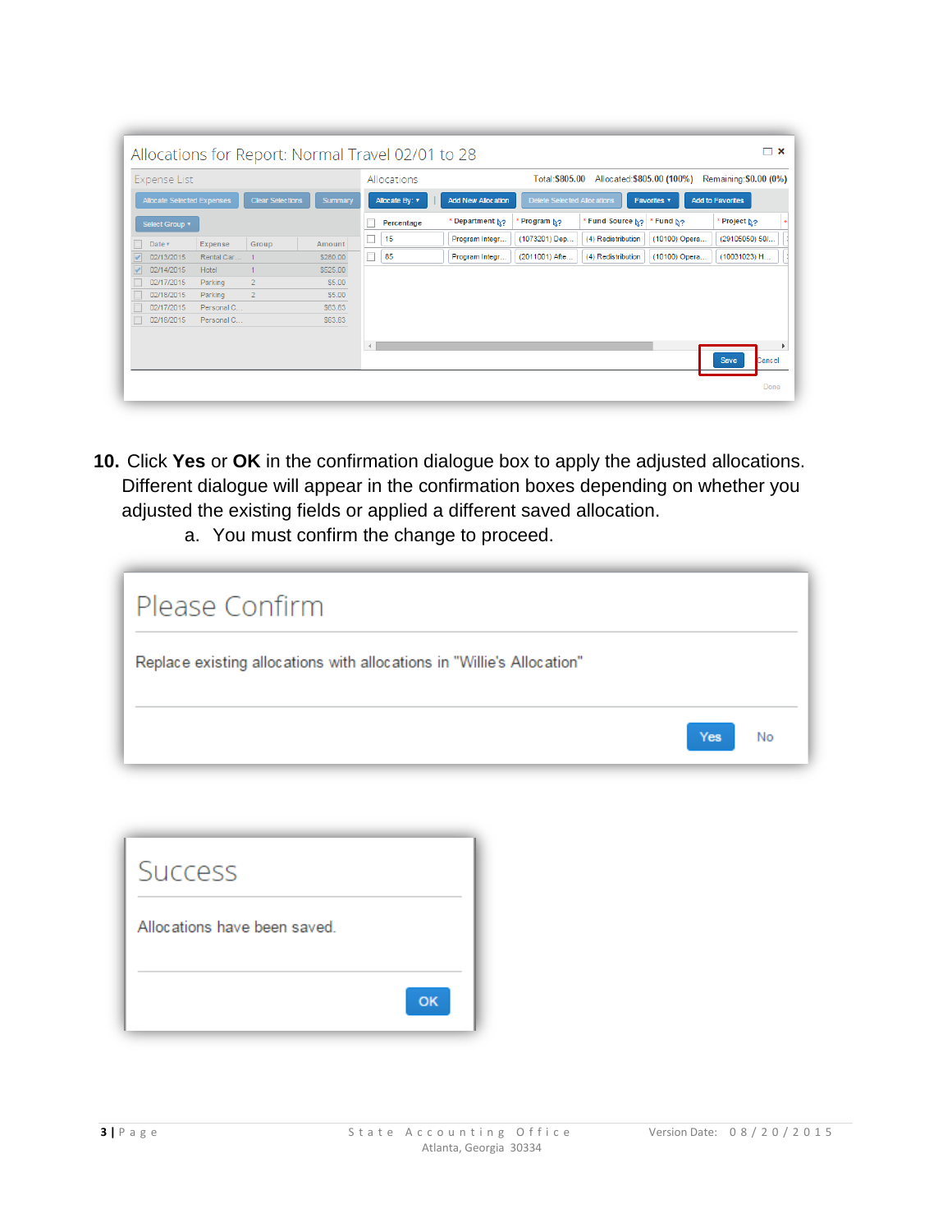10. Click **Yes** or **OK** in the confirmation dialogue box to apply the adjusted allocations. Different dialogue will appear in the confirmation boxes depending on whether you adjusted the existing fields or applied a different saved allocation.
    a. You must confirm the change to proceed.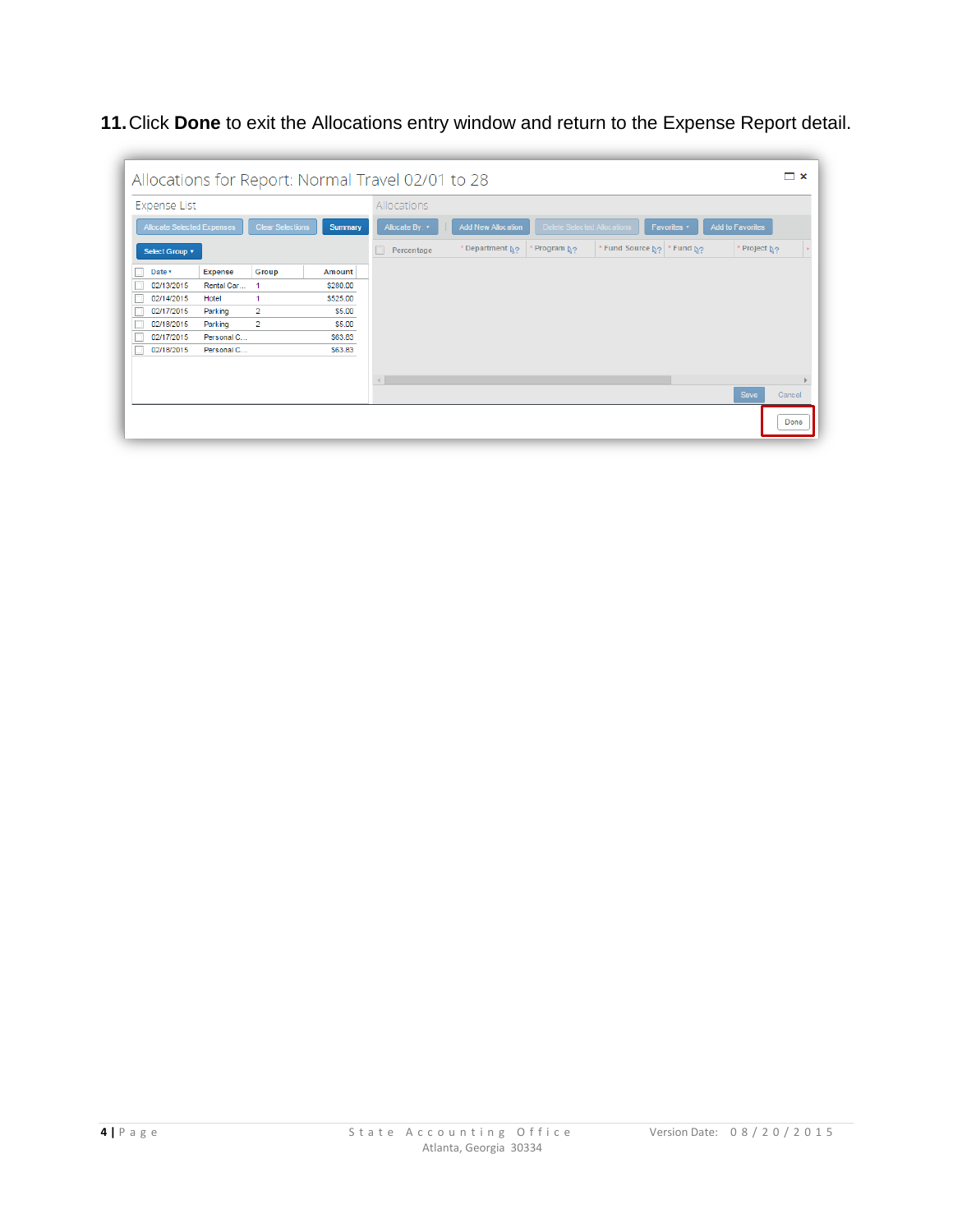**11.** Click **Done** to exit the Allocations entry window and return to the Expense Report detail.

Allocations for Report: Normal Travel 02/01 to 28

Expense List

Allocate Selected Expenses | Clear Selections | Summary

Select Group

| Date | Expense | Group | Amount |
|---|---|---|---|
| 02/13/2015 | Rental Car... | 1 | $280.00 |
| 02/14/2015 | Hotel | 1 | $525.00 |
| 02/17/2015 | Parking | 2 | $5.00 |
| 02/18/2015 | Parking | 2 | $5.00 |
| 02/17/2015 | Personal C... | | $63.83 |
| 02/18/2015 | Personal C... | | $63.83 |

Allocations

Allocate By | Add New Allocation | Delete Selected Allocations | Favorites | Add to Favorites

| Percentage | * Department | * Program | * Fund Source | * Fund | * Project |
|---|---|---|---|---|---|

Save | Cancel

Done